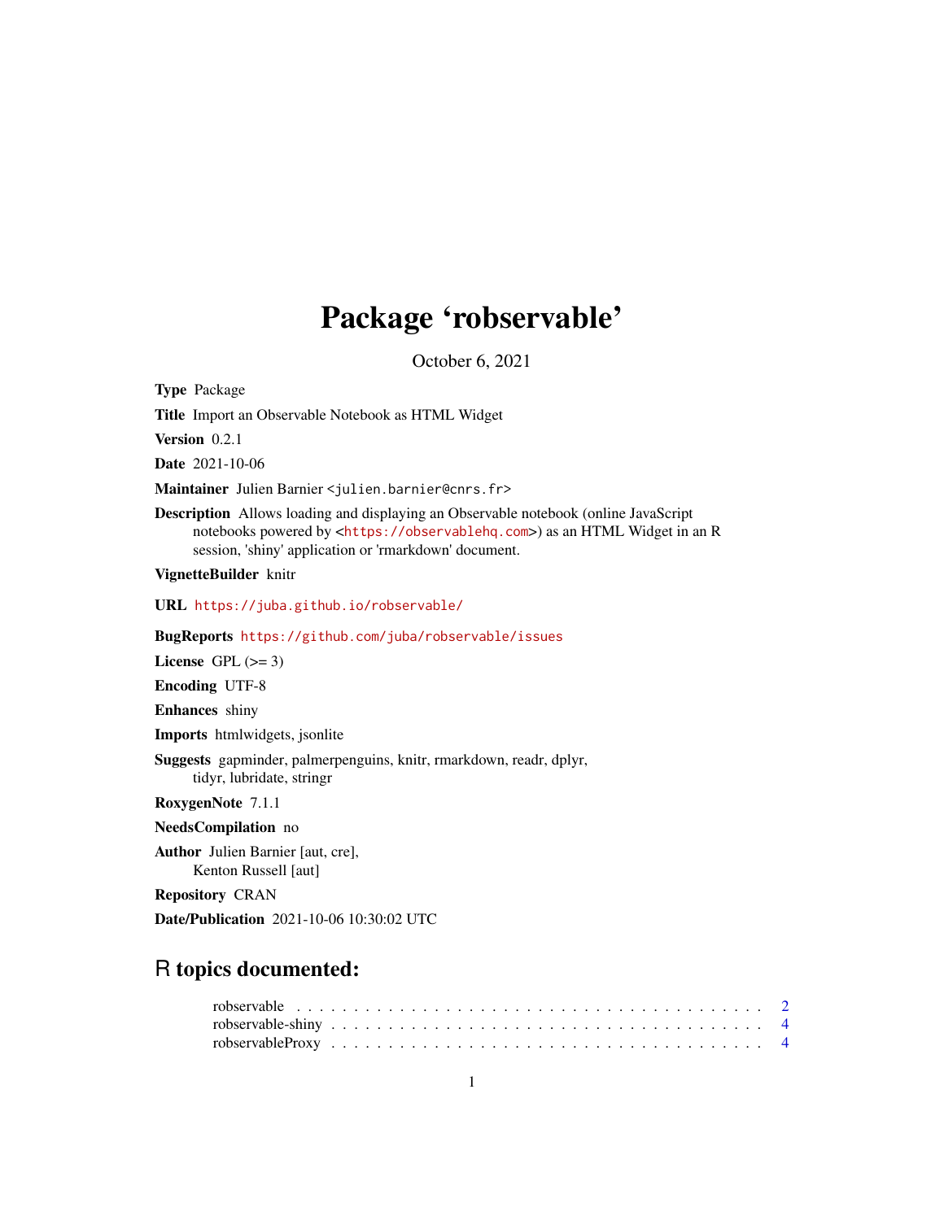# Package 'robservable'

October 6, 2021

**Type** Package

**Title** Import an Observable Notebook as HTML Widget

**Version** 0.2.1

**Date** 2021-10-06

**Maintainer** Julien Barnier <julien.barnier@cnrs.fr>

**Description** Allows loading and displaying an Observable notebook (online JavaScript notebooks powered by <https://observablehq.com>) as an HTML Widget in an R session, 'shiny' application or 'rmarkdown' document.

**VignetteBuilder** knitr

**URL** https://juba.github.io/robservable/

**BugReports** https://github.com/juba/robservable/issues

**License** GPL (>= 3)

**Encoding** UTF-8

**Enhances** shiny

**Imports** htmlwidgets, jsonlite

**Suggests** gapminder, palmerpenguins, knitr, rmarkdown, readr, dplyr, tidyr, lubridate, stringr

**RoxygenNote** 7.1.1

**NeedsCompilation** no

**Author** Julien Barnier [aut, cre], Kenton Russell [aut]

**Repository** CRAN

**Date/Publication** 2021-10-06 10:30:02 UTC

## R topics documented:

- robservable . . . . . . . . . . . . . . . . . . . . . . . . . . . . . . . . . . . . . . . 2
- robservable-shiny . . . . . . . . . . . . . . . . . . . . . . . . . . . . . . . . . . . . 4
- robservableProxy . . . . . . . . . . . . . . . . . . . . . . . . . . . . . . . . . . . . 4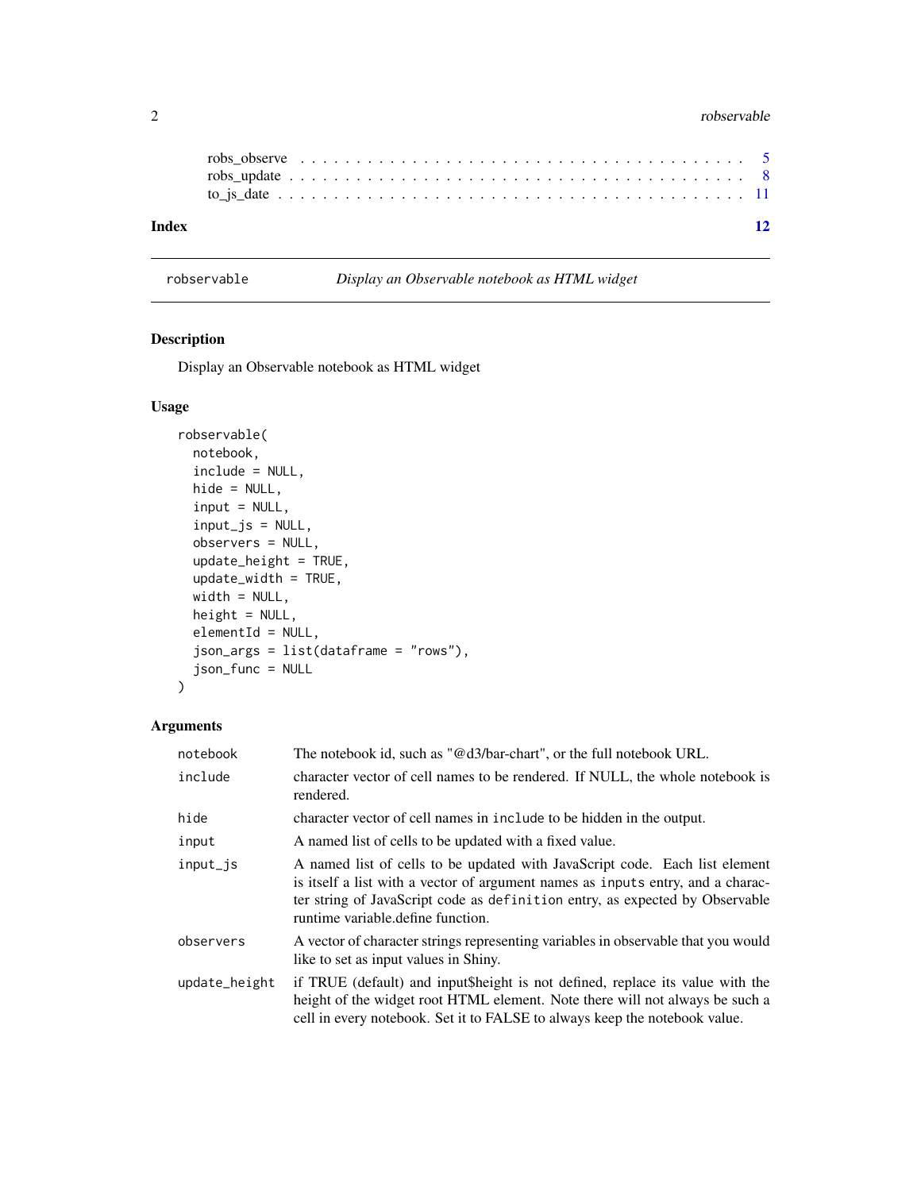robs_observe . . . . . . . . . . . . . . . . . . . . . . . . . . . . . . . . . . . . . . 5
robs_update . . . . . . . . . . . . . . . . . . . . . . . . . . . . . . . . . . . . . . . 8
to_js_date . . . . . . . . . . . . . . . . . . . . . . . . . . . . . . . . . . . . . . . . 11

**Index** 12

---

## robservable — *Display an Observable notebook as HTML widget*

### Description

Display an Observable notebook as HTML widget

### Usage

```
robservable(
  notebook,
  include = NULL,
  hide = NULL,
  input = NULL,
  input_js = NULL,
  observers = NULL,
  update_height = TRUE,
  update_width = TRUE,
  width = NULL,
  height = NULL,
  elementId = NULL,
  json_args = list(dataframe = "rows"),
  json_func = NULL
)
```

### Arguments

| Argument | Description |
|---|---|
| `notebook` | The notebook id, such as "@d3/bar-chart", or the full notebook URL. |
| `include` | character vector of cell names to be rendered. If NULL, the whole notebook is rendered. |
| `hide` | character vector of cell names in `include` to be hidden in the output. |
| `input` | A named list of cells to be updated with a fixed value. |
| `input_js` | A named list of cells to be updated with JavaScript code. Each list element is itself a list with a vector of argument names as `inputs` entry, and a character string of JavaScript code as `definition` entry, as expected by Observable runtime variable.define function. |
| `observers` | A vector of character strings representing variables in observable that you would like to set as input values in Shiny. |
| `update_height` | if TRUE (default) and input$height is not defined, replace its value with the height of the widget root HTML element. Note there will not always be such a cell in every notebook. Set it to FALSE to always keep the notebook value. |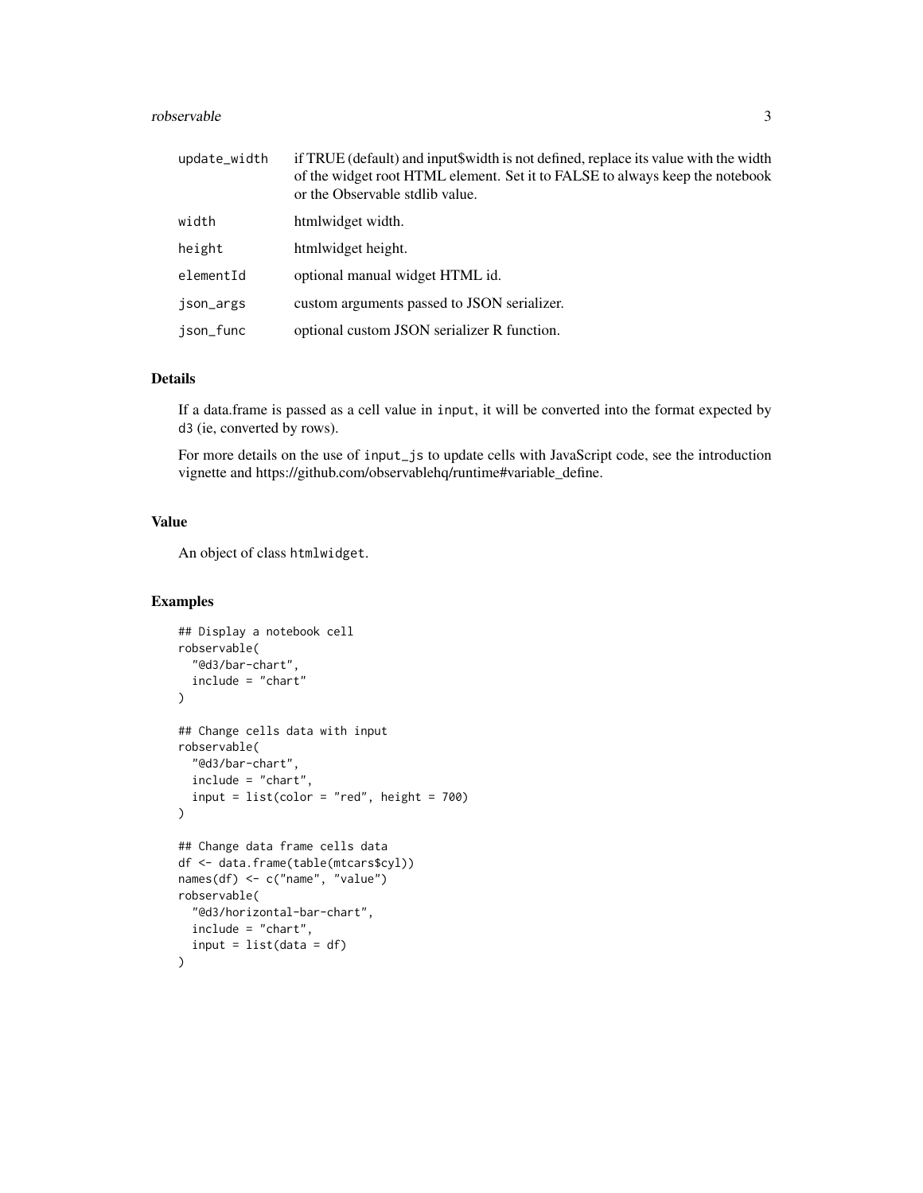| | |
|---|---|
| update_width | if TRUE (default) and input$width is not defined, replace its value with the width of the widget root HTML element. Set it to FALSE to always keep the notebook or the Observable stdlib value. |
| width | htmlwidget width. |
| height | htmlwidget height. |
| elementId | optional manual widget HTML id. |
| json_args | custom arguments passed to JSON serializer. |
| json_func | optional custom JSON serializer R function. |

## Details

If a data.frame is passed as a cell value in `input`, it will be converted into the format expected by `d3` (ie, converted by rows).

For more details on the use of `input_js` to update cells with JavaScript code, see the introduction vignette and https://github.com/observablehq/runtime#variable_define.

## Value

An object of class `htmlwidget`.

## Examples

```
## Display a notebook cell
robservable(
  "@d3/bar-chart",
  include = "chart"
)

## Change cells data with input
robservable(
  "@d3/bar-chart",
  include = "chart",
  input = list(color = "red", height = 700)
)

## Change data frame cells data
df <- data.frame(table(mtcars$cyl))
names(df) <- c("name", "value")
robservable(
  "@d3/horizontal-bar-chart",
  include = "chart",
  input = list(data = df)
)
```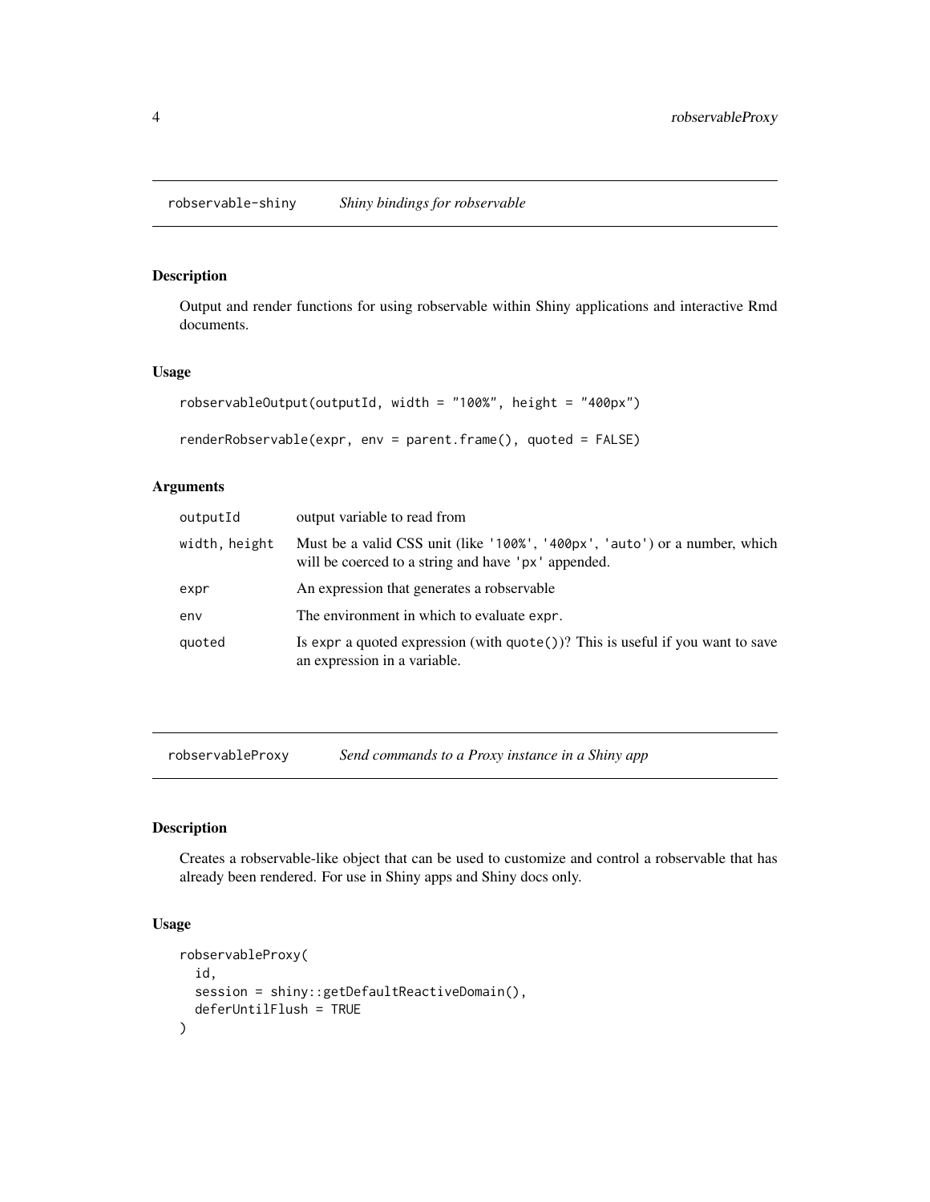## robservable-shiny *Shiny bindings for robservable*

### Description

Output and render functions for using robservable within Shiny applications and interactive Rmd documents.

### Usage

```
robservableOutput(outputId, width = "100%", height = "400px")

renderRobservable(expr, env = parent.frame(), quoted = FALSE)
```

### Arguments

| | |
|---|---|
| `outputId` | output variable to read from |
| `width, height` | Must be a valid CSS unit (like `'100%'`, `'400px'`, `'auto'`) or a number, which will be coerced to a string and have `'px'` appended. |
| `expr` | An expression that generates a robservable |
| `env` | The environment in which to evaluate `expr`. |
| `quoted` | Is `expr` a quoted expression (with `quote()`)? This is useful if you want to save an expression in a variable. |

## robservableProxy *Send commands to a Proxy instance in a Shiny app*

### Description

Creates a robservable-like object that can be used to customize and control a robservable that has already been rendered. For use in Shiny apps and Shiny docs only.

### Usage

```
robservableProxy(
  id,
  session = shiny::getDefaultReactiveDomain(),
  deferUntilFlush = TRUE
)
```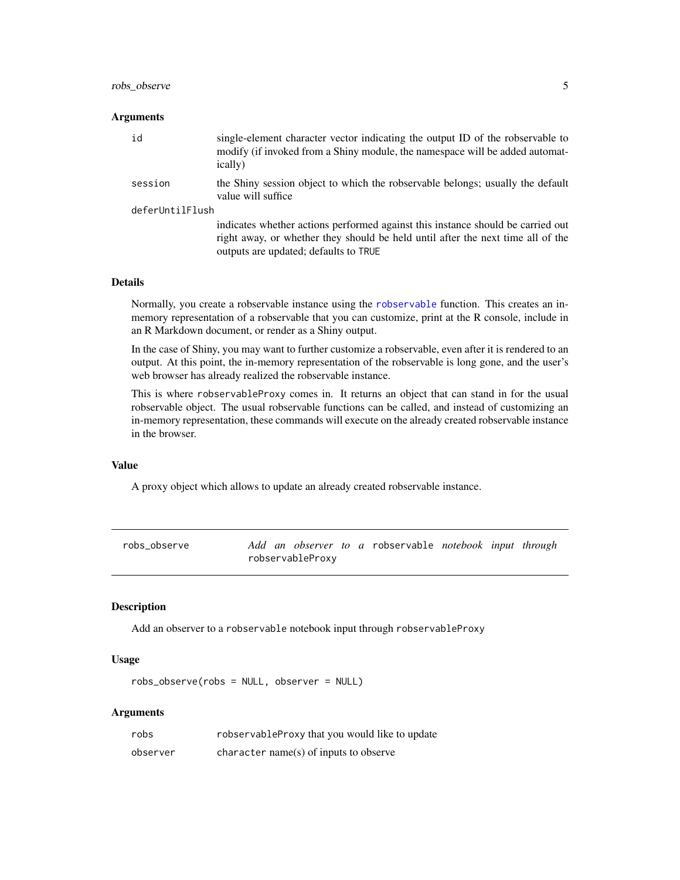### Arguments

| | |
|---|---|
| `id` | single-element character vector indicating the output ID of the robservable to modify (if invoked from a Shiny module, the namespace will be added automatically) |
| `session` | the Shiny session object to which the robservable belongs; usually the default value will suffice |
| `deferUntilFlush` | indicates whether actions performed against this instance should be carried out right away, or whether they should be held until after the next time all of the outputs are updated; defaults to `TRUE` |

### Details

Normally, you create a robservable instance using the robservable function. This creates an in-memory representation of a robservable that you can customize, print at the R console, include in an R Markdown document, or render as a Shiny output.

In the case of Shiny, you may want to further customize a robservable, even after it is rendered to an output. At this point, the in-memory representation of the robservable is long gone, and the user's web browser has already realized the robservable instance.

This is where `robservableProxy` comes in. It returns an object that can stand in for the usual robservable object. The usual robservable functions can be called, and instead of customizing an in-memory representation, these commands will execute on the already created robservable instance in the browser.

### Value

A proxy object which allows to update an already created robservable instance.

---

## robs_observe — *Add an observer to a* `robservable` *notebook input through* `robservableProxy`

### Description

Add an observer to a `robservable` notebook input through `robservableProxy`

### Usage

```
robs_observe(robs = NULL, observer = NULL)
```

### Arguments

| | |
|---|---|
| `robs` | `robservableProxy` that you would like to update |
| `observer` | `character` name(s) of inputs to observe |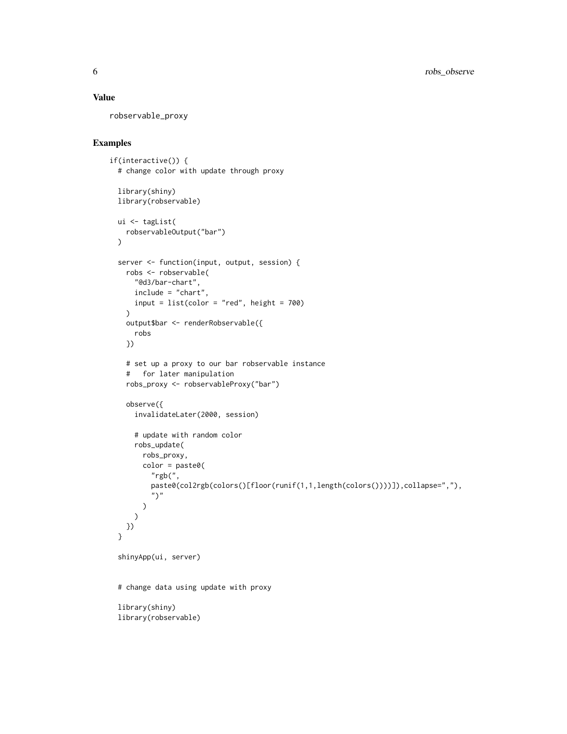## Value

robservable_proxy

## Examples

```
if(interactive()) {
  # change color with update through proxy

  library(shiny)
  library(robservable)

  ui <- tagList(
    robservableOutput("bar")
  )

  server <- function(input, output, session) {
    robs <- robservable(
      "@d3/bar-chart",
      include = "chart",
      input = list(color = "red", height = 700)
    )
    output$bar <- renderRobservable({
      robs
    })

    # set up a proxy to our bar robservable instance
    #   for later manipulation
    robs_proxy <- robservableProxy("bar")

    observe({
      invalidateLater(2000, session)

      # update with random color
      robs_update(
        robs_proxy,
        color = paste0(
          "rgb(",
          paste0(col2rgb(colors()[floor(runif(1,1,length(colors())))]),collapse=","),
          ")"
        )
      )
    })
  }

  shinyApp(ui, server)


  # change data using update with proxy

  library(shiny)
  library(robservable)
```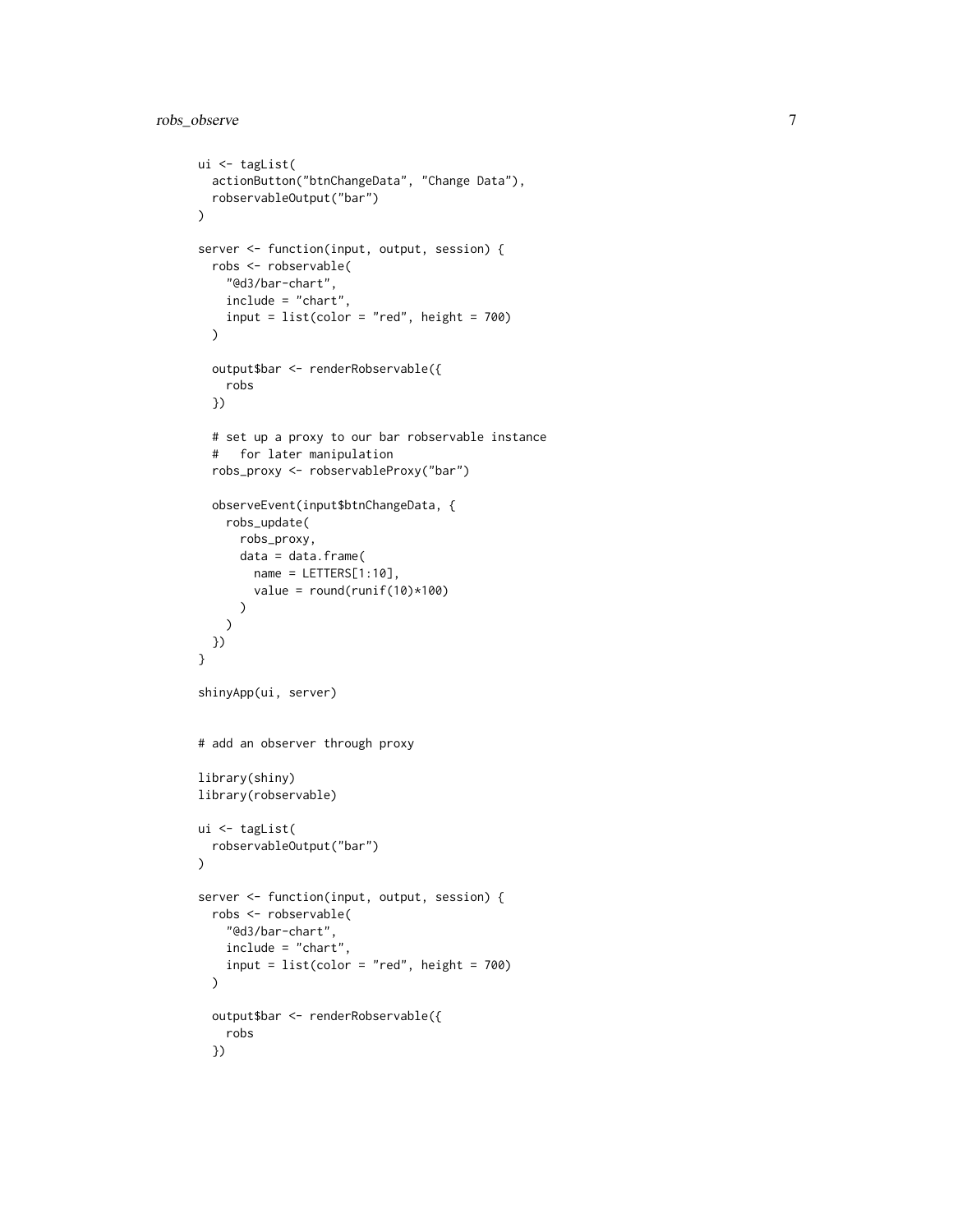```
ui <- tagList(
  actionButton("btnChangeData", "Change Data"),
  robservableOutput("bar")
)

server <- function(input, output, session) {
  robs <- robservable(
    "@d3/bar-chart",
    include = "chart",
    input = list(color = "red", height = 700)
  )

  output$bar <- renderRobservable({
    robs
  })

  # set up a proxy to our bar robservable instance
  #   for later manipulation
  robs_proxy <- robservableProxy("bar")

  observeEvent(input$btnChangeData, {
    robs_update(
      robs_proxy,
      data = data.frame(
        name = LETTERS[1:10],
        value = round(runif(10)*100)
      )
    )
  })
}

shinyApp(ui, server)


# add an observer through proxy

library(shiny)
library(robservable)

ui <- tagList(
  robservableOutput("bar")
)

server <- function(input, output, session) {
  robs <- robservable(
    "@d3/bar-chart",
    include = "chart",
    input = list(color = "red", height = 700)
  )

  output$bar <- renderRobservable({
    robs
  })
```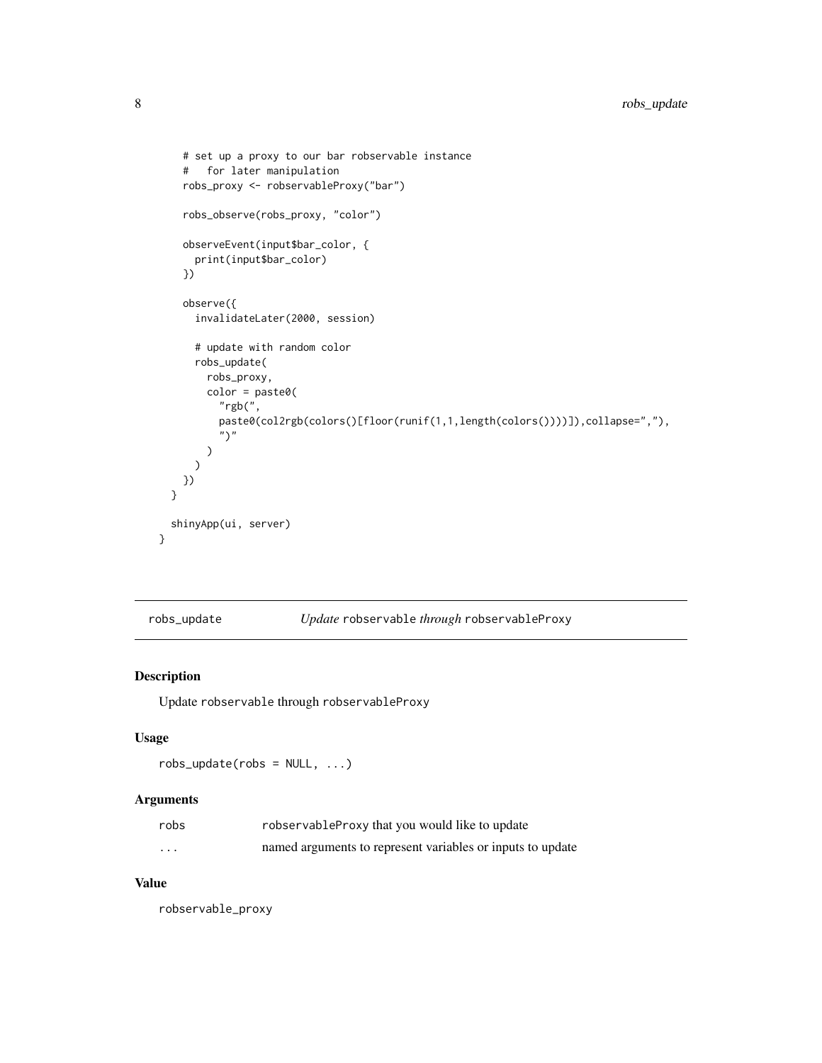```
    # set up a proxy to our bar robservable instance
    #   for later manipulation
    robs_proxy <- robservableProxy("bar")

    robs_observe(robs_proxy, "color")

    observeEvent(input$bar_color, {
      print(input$bar_color)
    })

    observe({
      invalidateLater(2000, session)

      # update with random color
      robs_update(
        robs_proxy,
        color = paste0(
          "rgb(",
          paste0(col2rgb(colors()[floor(runif(1,1,length(colors())))]),collapse=","),
          ")"
        )
      )
    })
  }

  shinyApp(ui, server)
}
```

## robs_update — *Update* robservable *through* robservableProxy

### Description

Update robservable through robservableProxy

### Usage

```
robs_update(robs = NULL, ...)
```

### Arguments

| | |
|---|---|
| robs | robservableProxy that you would like to update |
| ... | named arguments to represent variables or inputs to update |

### Value

robservable_proxy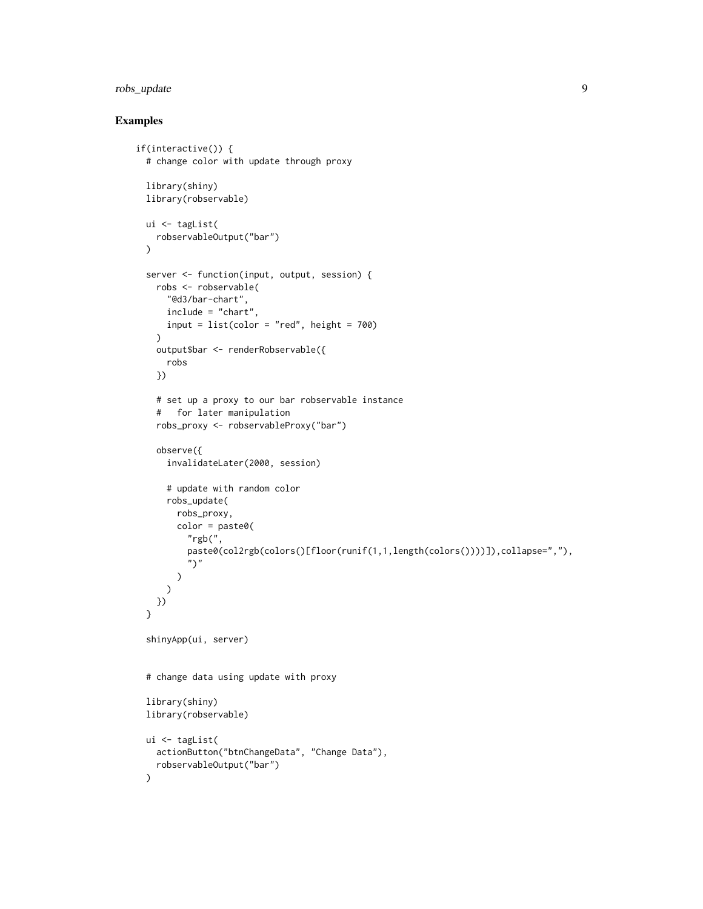## Examples

```
if(interactive()) {
  # change color with update through proxy

  library(shiny)
  library(robservable)

  ui <- tagList(
    robservableOutput("bar")
  )

  server <- function(input, output, session) {
    robs <- robservable(
      "@d3/bar-chart",
      include = "chart",
      input = list(color = "red", height = 700)
    )
    output$bar <- renderRobservable({
      robs
    })

    # set up a proxy to our bar robservable instance
    #   for later manipulation
    robs_proxy <- robservableProxy("bar")

    observe({
      invalidateLater(2000, session)

      # update with random color
      robs_update(
        robs_proxy,
        color = paste0(
          "rgb(",
          paste0(col2rgb(colors()[floor(runif(1,1,length(colors())))]),collapse=","),
          ")"
        )
      )
    })
  }

  shinyApp(ui, server)


  # change data using update with proxy

  library(shiny)
  library(robservable)

  ui <- tagList(
    actionButton("btnChangeData", "Change Data"),
    robservableOutput("bar")
  )
```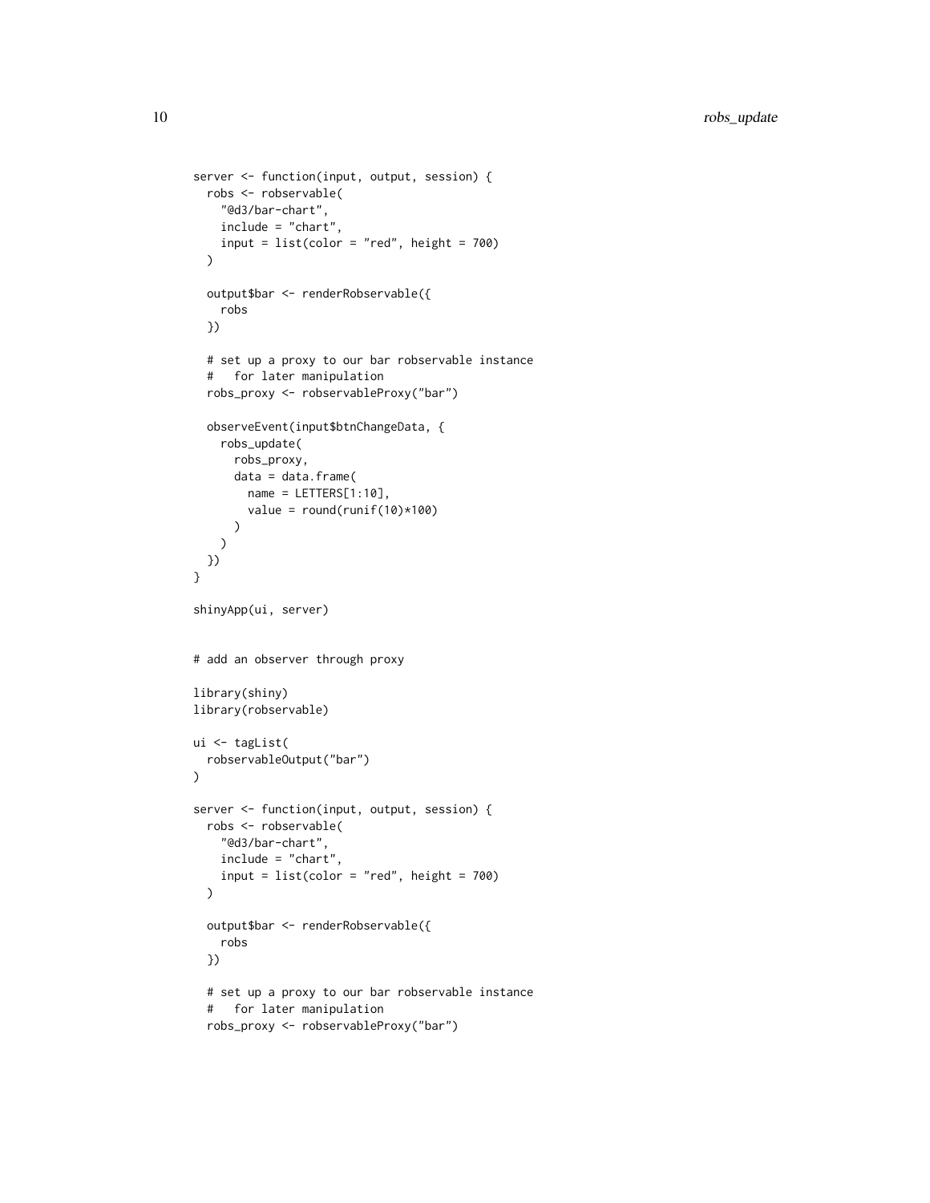```
server <- function(input, output, session) {
  robs <- robservable(
    "@d3/bar-chart",
    include = "chart",
    input = list(color = "red", height = 700)
  )

  output$bar <- renderRobservable({
    robs
  })

  # set up a proxy to our bar robservable instance
  #   for later manipulation
  robs_proxy <- robservableProxy("bar")

  observeEvent(input$btnChangeData, {
    robs_update(
      robs_proxy,
      data = data.frame(
        name = LETTERS[1:10],
        value = round(runif(10)*100)
      )
    )
  })
}

shinyApp(ui, server)


# add an observer through proxy

library(shiny)
library(robservable)

ui <- tagList(
  robservableOutput("bar")
)

server <- function(input, output, session) {
  robs <- robservable(
    "@d3/bar-chart",
    include = "chart",
    input = list(color = "red", height = 700)
  )

  output$bar <- renderRobservable({
    robs
  })

  # set up a proxy to our bar robservable instance
  #   for later manipulation
  robs_proxy <- robservableProxy("bar")
```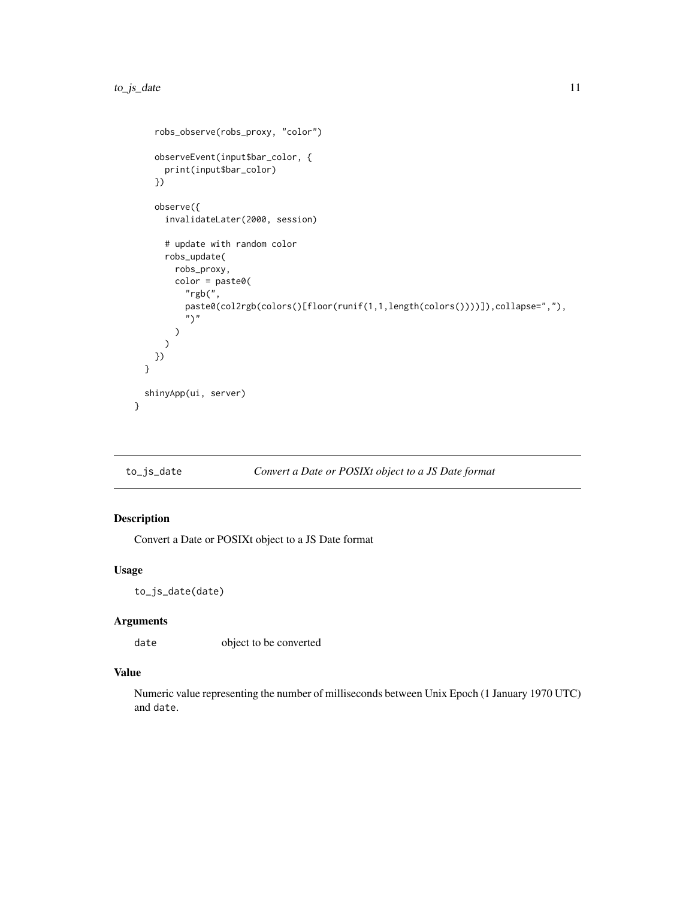```
    robs_observe(robs_proxy, "color")

    observeEvent(input$bar_color, {
      print(input$bar_color)
    })

    observe({
      invalidateLater(2000, session)

      # update with random color
      robs_update(
        robs_proxy,
        color = paste0(
          "rgb(",
          paste0(col2rgb(colors()[floor(runif(1,1,length(colors())))]),collapse=","),
          ")"
        )
      )
    })
  }

  shinyApp(ui, server)
}
```

## to_js_date — *Convert a Date or POSIXt object to a JS Date format*

### Description

Convert a Date or POSIXt object to a JS Date format

### Usage

```
to_js_date(date)
```

### Arguments

| | |
|---|---|
| `date` | object to be converted |

### Value

Numeric value representing the number of milliseconds between Unix Epoch (1 January 1970 UTC) and `date`.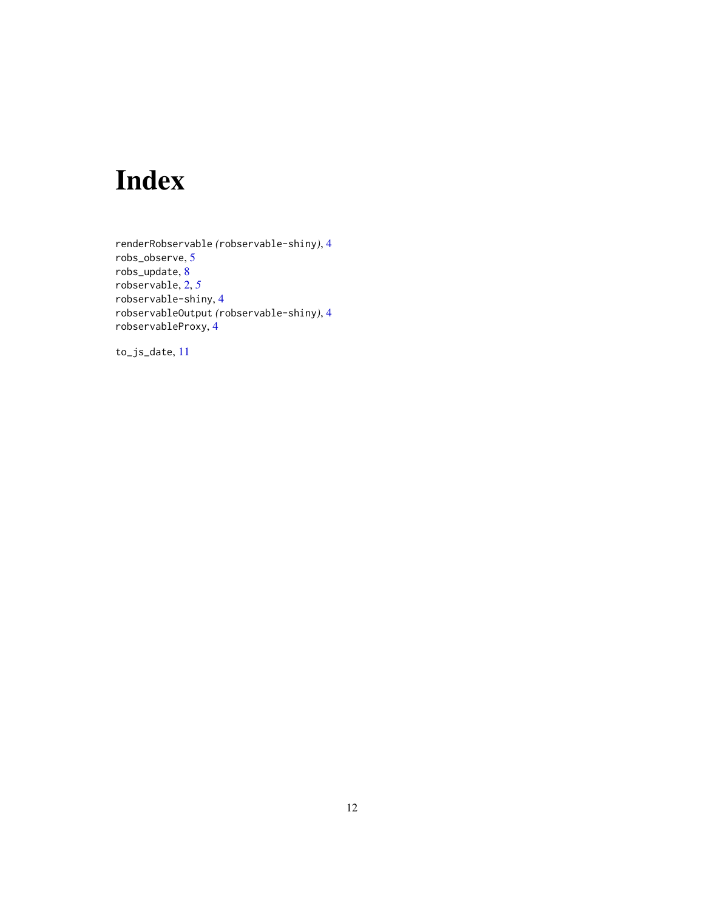# Index

renderRobservable (robservable-shiny), 4
robs_observe, 5
robs_update, 8
robservable, 2, *5*
robservable-shiny, 4
robservableOutput (robservable-shiny), 4
robservableProxy, 4

to_js_date, 11